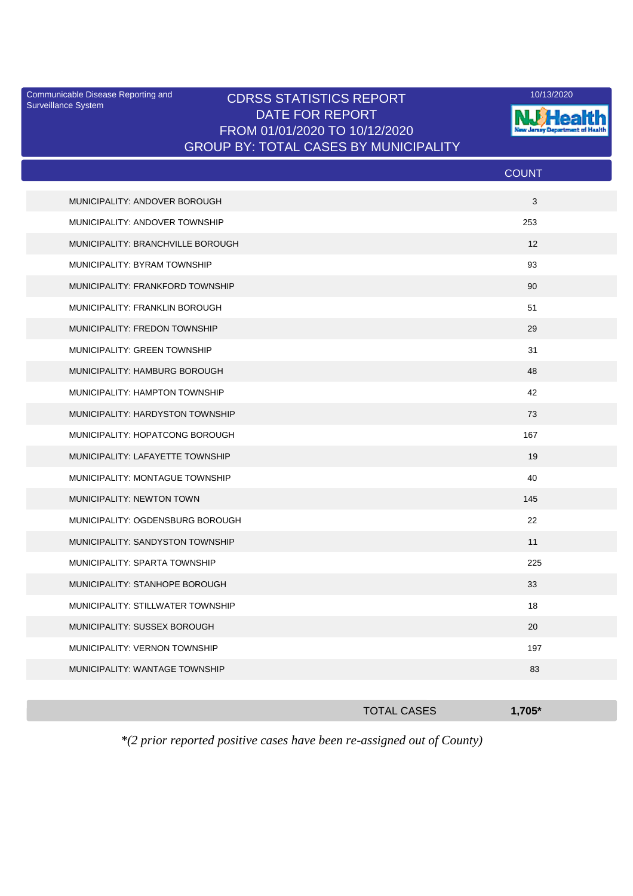Communicable Disease Reporting and Surveillance System

# CDRSS STATISTICS REPORT
## DATE FOR REPORT
## FROM 01/01/2020 TO 10/12/2020
## GROUP BY: TOTAL CASES BY MUNICIPALITY

10/13/2020

NJ Health
New Jersey Department of Health

| | COUNT |
|---|---|
| MUNICIPALITY: ANDOVER BOROUGH | 3 |
| MUNICIPALITY: ANDOVER TOWNSHIP | 253 |
| MUNICIPALITY: BRANCHVILLE BOROUGH | 12 |
| MUNICIPALITY: BYRAM TOWNSHIP | 93 |
| MUNICIPALITY: FRANKFORD TOWNSHIP | 90 |
| MUNICIPALITY: FRANKLIN BOROUGH | 51 |
| MUNICIPALITY: FREDON TOWNSHIP | 29 |
| MUNICIPALITY: GREEN TOWNSHIP | 31 |
| MUNICIPALITY: HAMBURG BOROUGH | 48 |
| MUNICIPALITY: HAMPTON TOWNSHIP | 42 |
| MUNICIPALITY: HARDYSTON TOWNSHIP | 73 |
| MUNICIPALITY: HOPATCONG BOROUGH | 167 |
| MUNICIPALITY: LAFAYETTE TOWNSHIP | 19 |
| MUNICIPALITY: MONTAGUE TOWNSHIP | 40 |
| MUNICIPALITY: NEWTON TOWN | 145 |
| MUNICIPALITY: OGDENSBURG BOROUGH | 22 |
| MUNICIPALITY: SANDYSTON TOWNSHIP | 11 |
| MUNICIPALITY: SPARTA TOWNSHIP | 225 |
| MUNICIPALITY: STANHOPE BOROUGH | 33 |
| MUNICIPALITY: STILLWATER TOWNSHIP | 18 |
| MUNICIPALITY: SUSSEX BOROUGH | 20 |
| MUNICIPALITY: VERNON TOWNSHIP | 197 |
| MUNICIPALITY: WANTAGE TOWNSHIP | 83 |
| TOTAL CASES | **1,705*** |

*\*(2 prior reported positive cases have been re-assigned out of County)*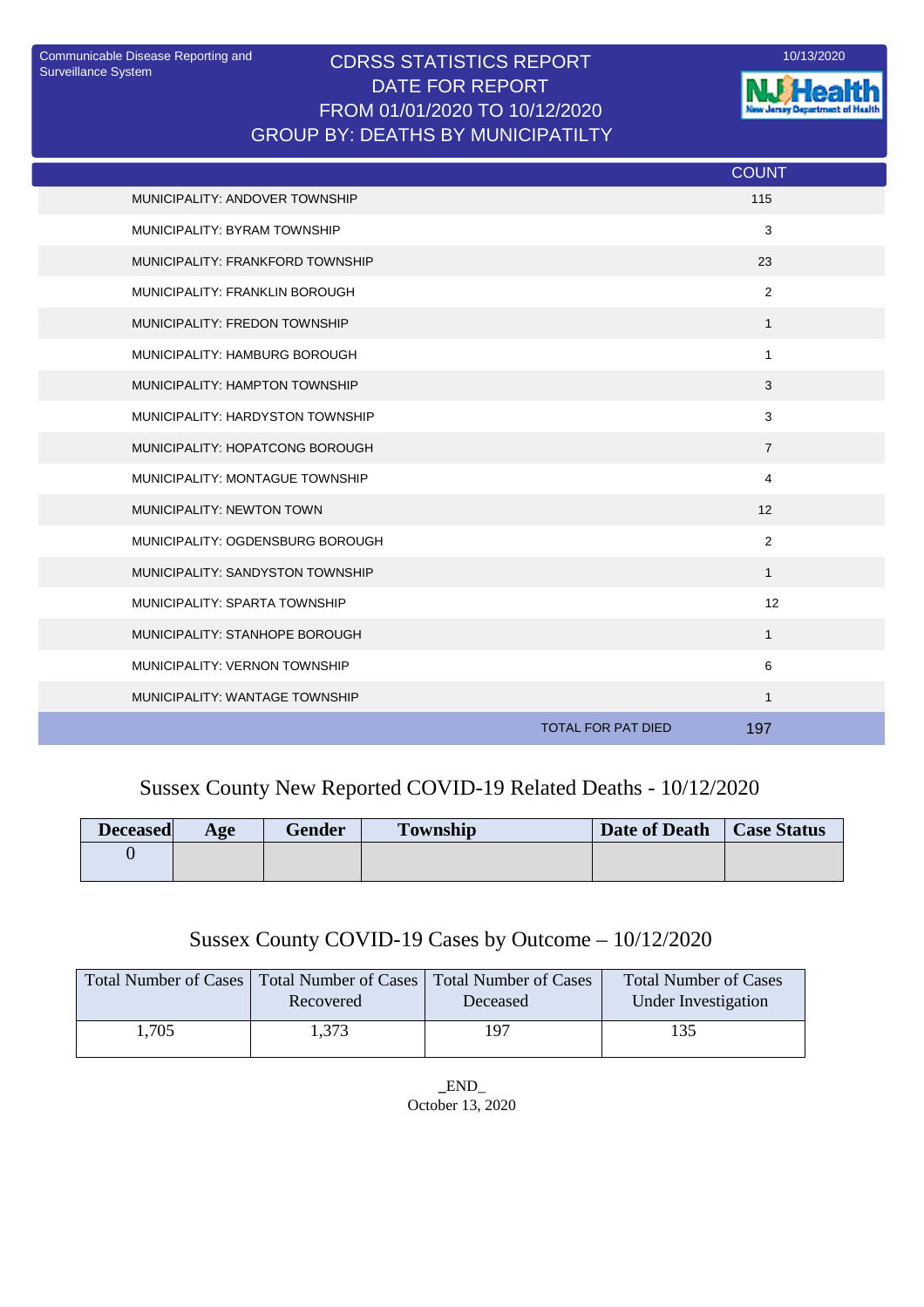Communicable Disease Reporting and Surveillance System

# CDRSS STATISTICS REPORT
## DATE FOR REPORT
## FROM 01/01/2020 TO 10/12/2020
## GROUP BY: DEATHS BY MUNICIPATILTY

10/13/2020

NJ Health New Jersey Department of Health

| | COUNT |
|---|---|
| MUNICIPALITY: ANDOVER TOWNSHIP | 115 |
| MUNICIPALITY: BYRAM TOWNSHIP | 3 |
| MUNICIPALITY: FRANKFORD TOWNSHIP | 23 |
| MUNICIPALITY: FRANKLIN BOROUGH | 2 |
| MUNICIPALITY: FREDON TOWNSHIP | 1 |
| MUNICIPALITY: HAMBURG BOROUGH | 1 |
| MUNICIPALITY: HAMPTON TOWNSHIP | 3 |
| MUNICIPALITY: HARDYSTON TOWNSHIP | 3 |
| MUNICIPALITY: HOPATCONG BOROUGH | 7 |
| MUNICIPALITY: MONTAGUE TOWNSHIP | 4 |
| MUNICIPALITY: NEWTON TOWN | 12 |
| MUNICIPALITY: OGDENSBURG BOROUGH | 2 |
| MUNICIPALITY: SANDYSTON TOWNSHIP | 1 |
| MUNICIPALITY: SPARTA TOWNSHIP | 12 |
| MUNICIPALITY: STANHOPE BOROUGH | 1 |
| MUNICIPALITY: VERNON TOWNSHIP | 6 |
| MUNICIPALITY: WANTAGE TOWNSHIP | 1 |
| TOTAL FOR PAT DIED | 197 |

## Sussex County New Reported COVID-19 Related Deaths - 10/12/2020

| Deceased | Age | Gender | Township | Date of Death | Case Status |
|---|---|---|---|---|---|
| 0 | | | | | |

## Sussex County COVID-19 Cases by Outcome – 10/12/2020

| Total Number of Cases | Total Number of Cases Recovered | Total Number of Cases Deceased | Total Number of Cases Under Investigation |
|---|---|---|---|
| 1,705 | 1,373 | 197 | 135 |

_END_
October 13, 2020